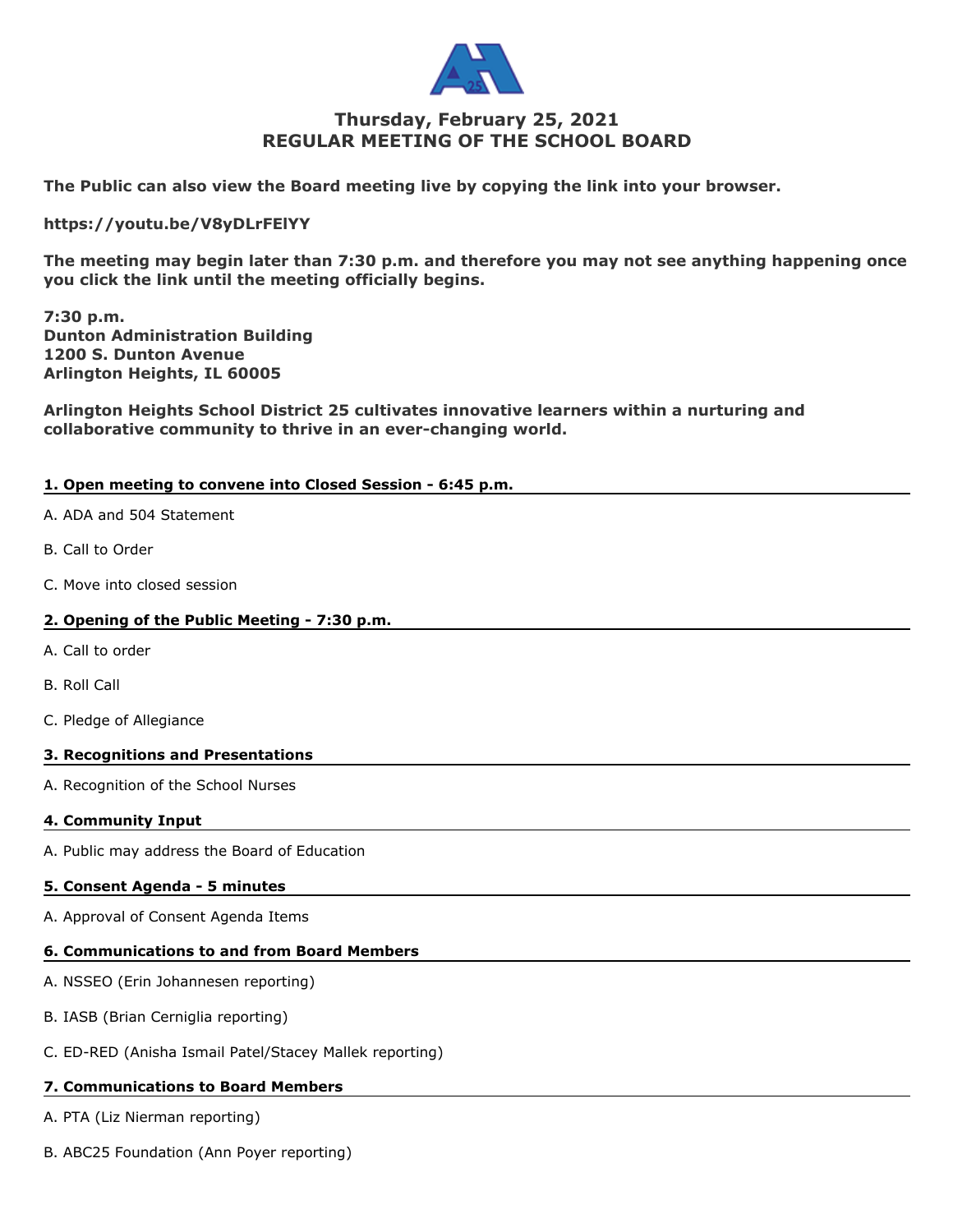# Thursday, February 25, 2021
# REGULAR MEETING OF THE SCHOOL BOARD

**The Public can also view the Board meeting live by copying the link into your browser.**

**https://youtu.be/V8yDLrFElYY**

**The meeting may begin later than 7:30 p.m. and therefore you may not see anything happening once you click the link until the meeting officially begins.**

**7:30 p.m.**
**Dunton Administration Building**
**1200 S. Dunton Avenue**
**Arlington Heights, IL 60005**

**Arlington Heights School District 25 cultivates innovative learners within a nurturing and collaborative community to thrive in an ever-changing world.**

## 1. Open meeting to convene into Closed Session - 6:45 p.m.

A. ADA and 504 Statement

B. Call to Order

C. Move into closed session

## 2. Opening of the Public Meeting - 7:30 p.m.

A. Call to order

B. Roll Call

C. Pledge of Allegiance

## 3. Recognitions and Presentations

A. Recognition of the School Nurses

## 4. Community Input

A. Public may address the Board of Education

## 5. Consent Agenda - 5 minutes

A. Approval of Consent Agenda Items

## 6. Communications to and from Board Members

A. NSSEO (Erin Johannesen reporting)

B. IASB (Brian Cerniglia reporting)

C. ED-RED (Anisha Ismail Patel/Stacey Mallek reporting)

## 7. Communications to Board Members

A. PTA (Liz Nierman reporting)

B. ABC25 Foundation (Ann Poyer reporting)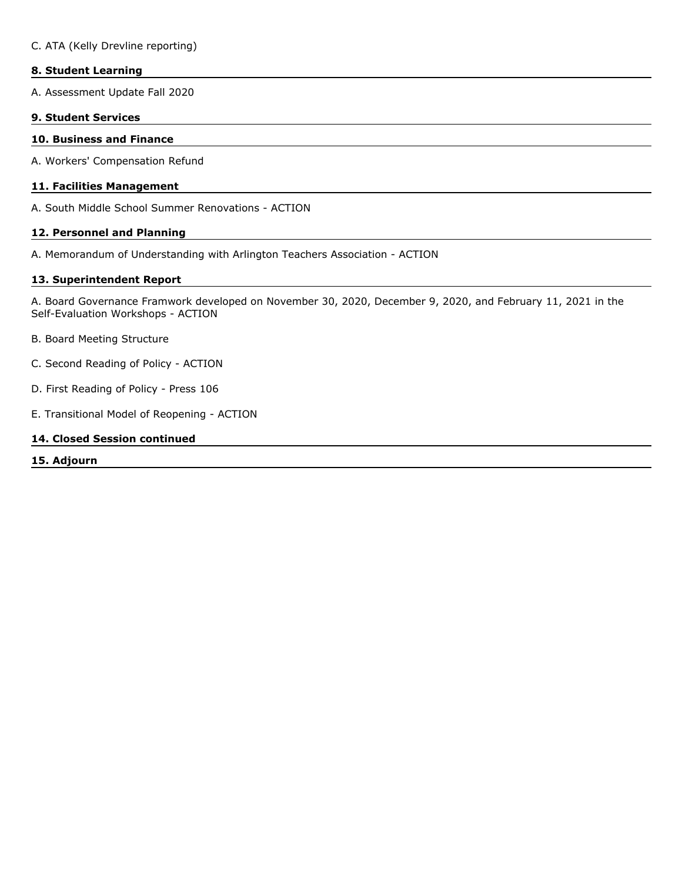C. ATA (Kelly Drevline reporting)

**8. Student Learning**

A. Assessment Update Fall 2020

**9. Student Services**

**10. Business and Finance**

A. Workers' Compensation Refund

**11. Facilities Management**

A. South Middle School Summer Renovations - ACTION

**12. Personnel and Planning**

A. Memorandum of Understanding with Arlington Teachers Association - ACTION

**13. Superintendent Report**

A. Board Governance Framwork developed on November 30, 2020, December 9, 2020, and February 11, 2021 in the Self-Evaluation Workshops - ACTION

B. Board Meeting Structure

C. Second Reading of Policy - ACTION

D. First Reading of Policy - Press 106

E. Transitional Model of Reopening - ACTION

**14. Closed Session continued**

**15. Adjourn**